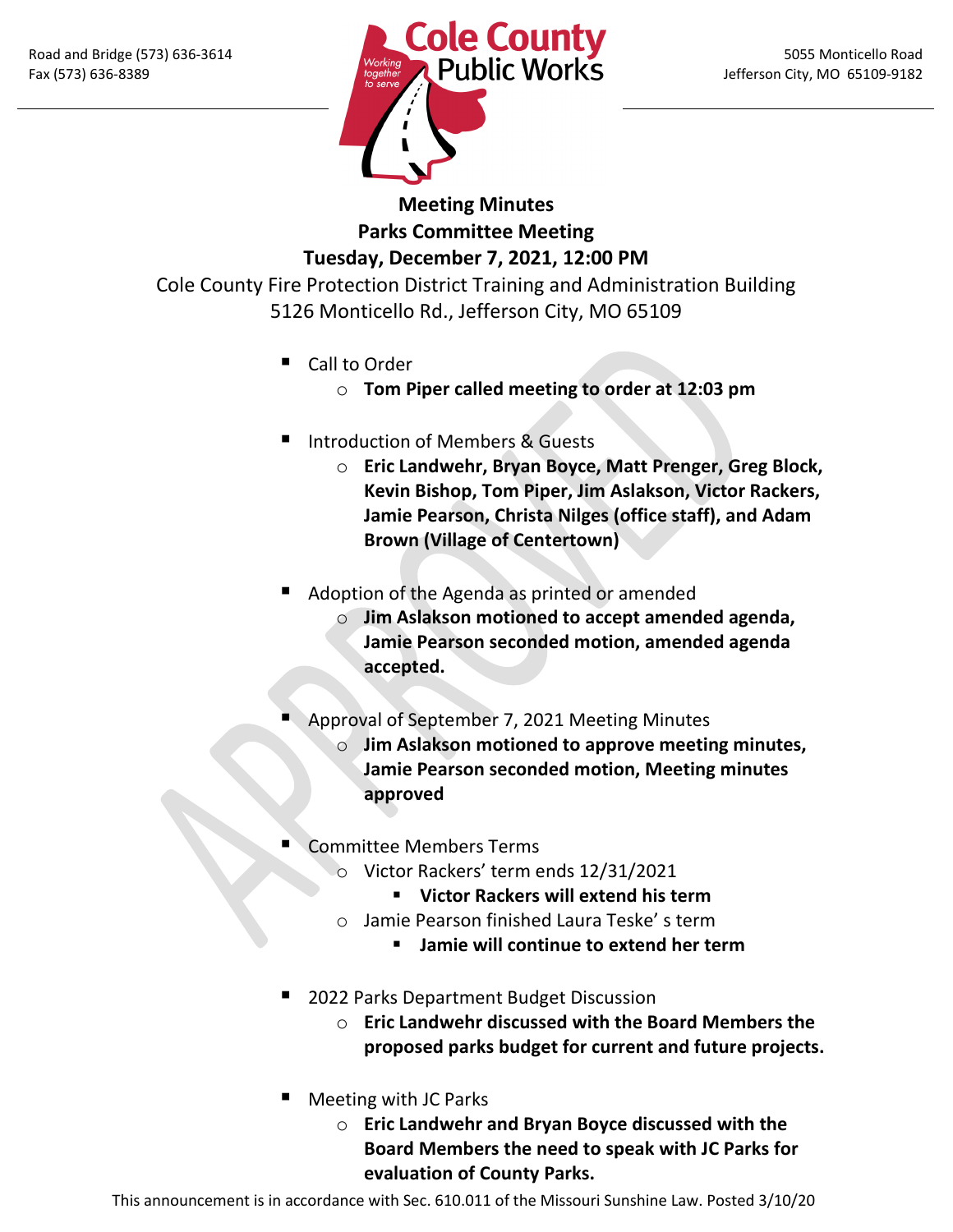Road and Bridge (573) 636-3614
Fax (573) 636-8389

**Cole County Public Works**
*Working together to serve*

5055 Monticello Road
Jefferson City, MO 65109-9182

**Meeting Minutes**
**Parks Committee Meeting**
**Tuesday, December 7, 2021, 12:00 PM**
Cole County Fire Protection District Training and Administration Building
5126 Monticello Rd., Jefferson City, MO 65109

- Call to Order
  - **Tom Piper called meeting to order at 12:03 pm**
- Introduction of Members & Guests
  - **Eric Landwehr, Bryan Boyce, Matt Prenger, Greg Block, Kevin Bishop, Tom Piper, Jim Aslakson, Victor Rackers, Jamie Pearson, Christa Nilges (office staff), and Adam Brown (Village of Centertown)**
- Adoption of the Agenda as printed or amended
  - **Jim Aslakson motioned to accept amended agenda, Jamie Pearson seconded motion, amended agenda accepted.**
- Approval of September 7, 2021 Meeting Minutes
  - **Jim Aslakson motioned to approve meeting minutes, Jamie Pearson seconded motion, Meeting minutes approved**
- Committee Members Terms
  - Victor Rackers' term ends 12/31/2021
    - **Victor Rackers will extend his term**
  - Jamie Pearson finished Laura Teske' s term
    - **Jamie will continue to extend her term**
- 2022 Parks Department Budget Discussion
  - **Eric Landwehr discussed with the Board Members the proposed parks budget for current and future projects.**
- Meeting with JC Parks
  - **Eric Landwehr and Bryan Boyce discussed with the Board Members the need to speak with JC Parks for evaluation of County Parks.**

This announcement is in accordance with Sec. 610.011 of the Missouri Sunshine Law. Posted 3/10/20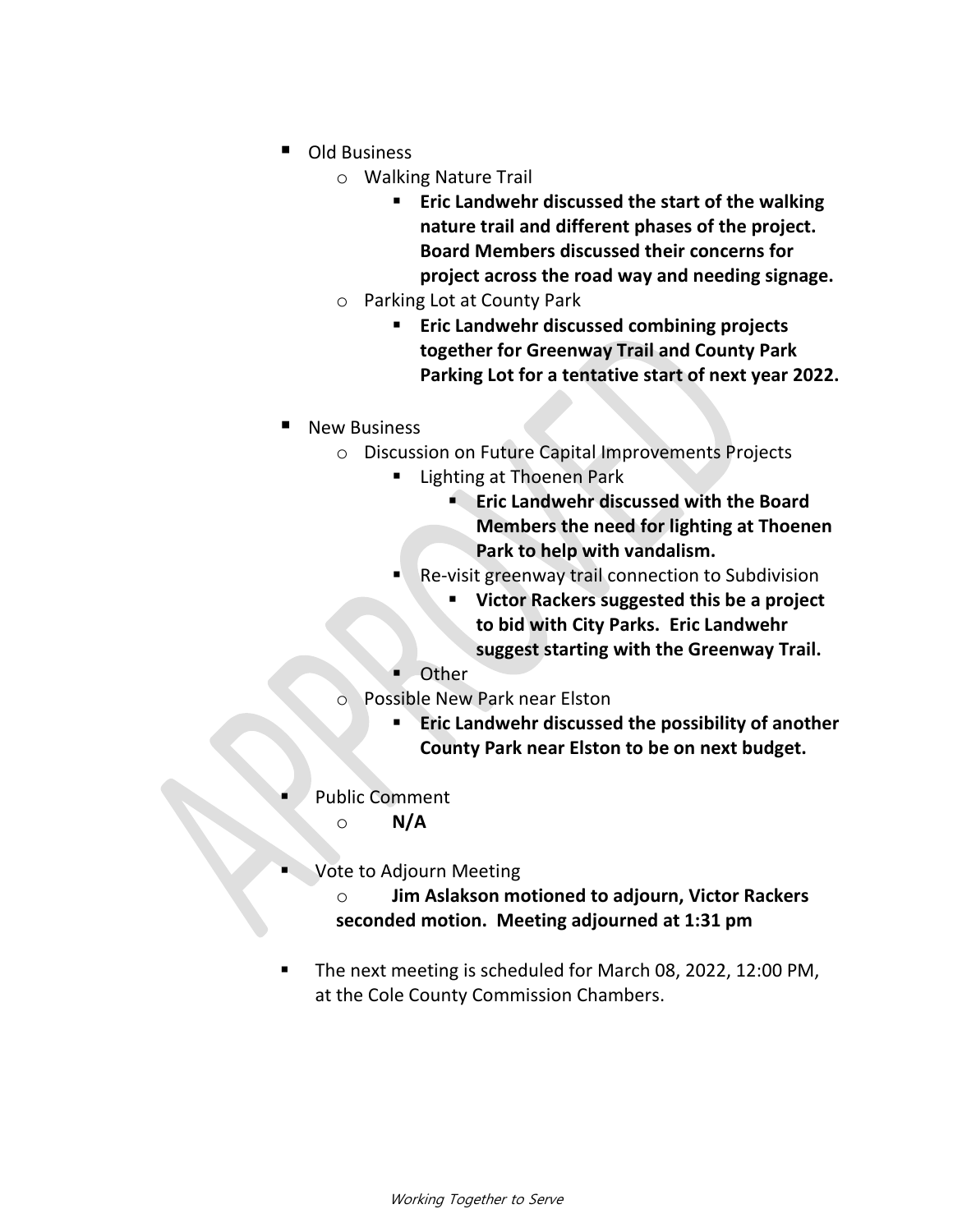- Old Business
  - Walking Nature Trail
    - **Eric Landwehr discussed the start of the walking nature trail and different phases of the project. Board Members discussed their concerns for project across the road way and needing signage.**
  - Parking Lot at County Park
    - **Eric Landwehr discussed combining projects together for Greenway Trail and County Park Parking Lot for a tentative start of next year 2022.**

- New Business
  - Discussion on Future Capital Improvements Projects
    - Lighting at Thoenen Park
      - **Eric Landwehr discussed with the Board Members the need for lighting at Thoenen Park to help with vandalism.**
    - Re-visit greenway trail connection to Subdivision
      - **Victor Rackers suggested this be a project to bid with City Parks. Eric Landwehr suggest starting with the Greenway Trail.**
    - Other
  - Possible New Park near Elston
    - **Eric Landwehr discussed the possibility of another County Park near Elston to be on next budget.**

- Public Comment
  - **N/A**

- Vote to Adjourn Meeting
  - **Jim Aslakson motioned to adjourn, Victor Rackers seconded motion. Meeting adjourned at 1:31 pm**

- The next meeting is scheduled for March 08, 2022, 12:00 PM, at the Cole County Commission Chambers.

APPROVED

*Working Together to Serve*